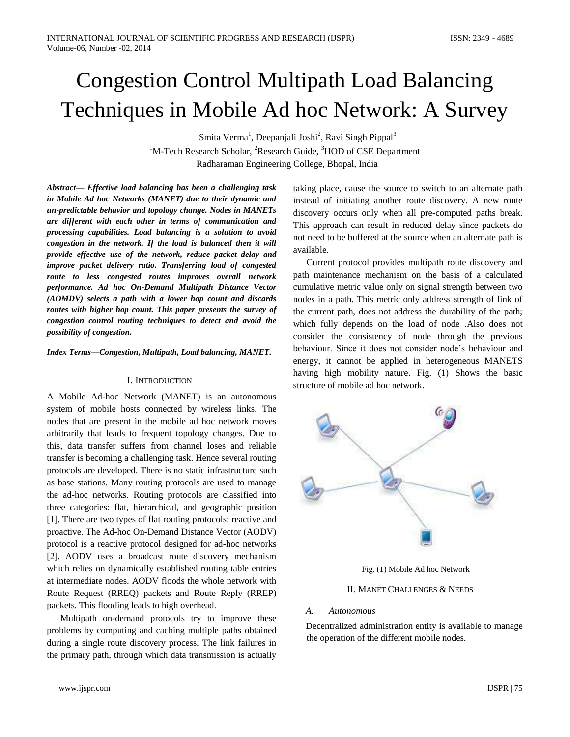# Congestion Control Multipath Load Balancing Techniques in Mobile Ad hoc Network: A Survey

Smita Verma[1], Deepanjali Joshi[2], Ravi Singh Pippal[3]

[1]M-Tech Research Scholar, [2]Research Guide, [3]HOD of CSE Department
Radharaman Engineering College, Bhopal, India

***Abstract***— ***Effective load balancing has been a challenging task in Mobile Ad hoc Networks (MANET) due to their dynamic and un-predictable behavior and topology change. Nodes in MANETs are different with each other in terms of communication and processing capabilities. Load balancing is a solution to avoid congestion in the network. If the load is balanced then it will provide effective use of the network, reduce packet delay and improve packet delivery ratio. Transferring load of congested route to less congested routes improves overall network performance. Ad hoc On-Demand Multipath Distance Vector (AOMDV) selects a path with a lower hop count and discards routes with higher hop count. This paper presents the survey of congestion control routing techniques to detect and avoid the possibility of congestion.***

***Index Terms—Congestion, Multipath, Load balancing, MANET.***

## I. Introduction

A Mobile Ad-hoc Network (MANET) is an autonomous system of mobile hosts connected by wireless links. The nodes that are present in the mobile ad hoc network moves arbitrarily that leads to frequent topology changes. Due to this, data transfer suffers from channel loses and reliable transfer is becoming a challenging task. Hence several routing protocols are developed. There is no static infrastructure such as base stations. Many routing protocols are used to manage the ad-hoc networks. Routing protocols are classified into three categories: flat, hierarchical, and geographic position [1]. There are two types of flat routing protocols: reactive and proactive. The Ad-hoc On-Demand Distance Vector (AODV) protocol is a reactive protocol designed for ad-hoc networks [2]. AODV uses a broadcast route discovery mechanism which relies on dynamically established routing table entries at intermediate nodes. AODV floods the whole network with Route Request (RREQ) packets and Route Reply (RREP) packets. This flooding leads to high overhead.

Multipath on-demand protocols try to improve these problems by computing and caching multiple paths obtained during a single route discovery process. The link failures in the primary path, through which data transmission is actually taking place, cause the source to switch to an alternate path instead of initiating another route discovery. A new route discovery occurs only when all pre-computed paths break. This approach can result in reduced delay since packets do not need to be buffered at the source when an alternate path is available.

Current protocol provides multipath route discovery and path maintenance mechanism on the basis of a calculated cumulative metric value only on signal strength between two nodes in a path. This metric only address strength of link of the current path, does not address the durability of the path; which fully depends on the load of node .Also does not consider the consistency of node through the previous behaviour. Since it does not consider node's behaviour and energy, it cannot be applied in heterogeneous MANETS having high mobility nature. Fig. (1) Shows the basic structure of mobile ad hoc network.

Fig. (1) Mobile Ad hoc Network

## II. MANET Challenges & Needs

*A. Autonomous*

Decentralized administration entity is available to manage the operation of the different mobile nodes.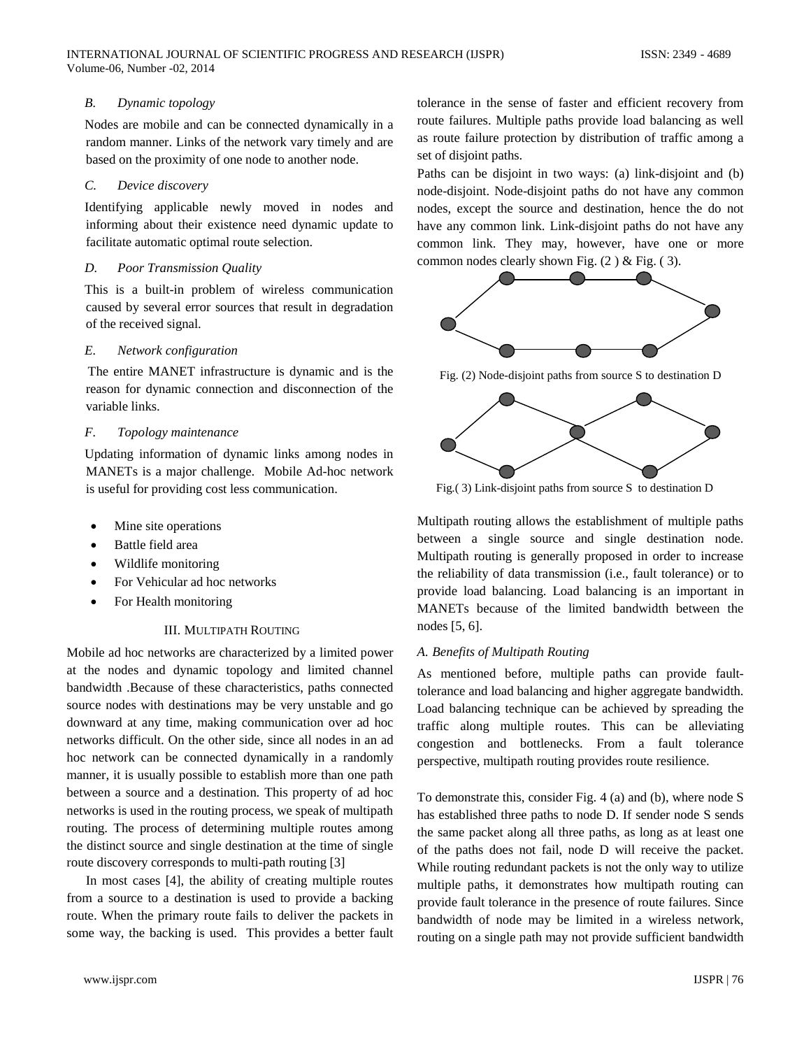*B. Dynamic topology*

Nodes are mobile and can be connected dynamically in a random manner. Links of the network vary timely and are based on the proximity of one node to another node.

*C. Device discovery*

Identifying applicable newly moved in nodes and informing about their existence need dynamic update to facilitate automatic optimal route selection.

*D. Poor Transmission Quality*

This is a built-in problem of wireless communication caused by several error sources that result in degradation of the received signal.

*E. Network configuration*

The entire MANET infrastructure is dynamic and is the reason for dynamic connection and disconnection of the variable links.

*F. Topology maintenance*

Updating information of dynamic links among nodes in MANETs is a major challenge. Mobile Ad-hoc network is useful for providing cost less communication.

- Mine site operations
- Battle field area
- Wildlife monitoring
- For Vehicular ad hoc networks
- For Health monitoring

## III. Multipath Routing

Mobile ad hoc networks are characterized by a limited power at the nodes and dynamic topology and limited channel bandwidth .Because of these characteristics, paths connected source nodes with destinations may be very unstable and go downward at any time, making communication over ad hoc networks difficult. On the other side, since all nodes in an ad hoc network can be connected dynamically in a randomly manner, it is usually possible to establish more than one path between a source and a destination. This property of ad hoc networks is used in the routing process, we speak of multipath routing. The process of determining multiple routes among the distinct source and single destination at the time of single route discovery corresponds to multi-path routing [3]

In most cases [4], the ability of creating multiple routes from a source to a destination is used to provide a backing route. When the primary route fails to deliver the packets in some way, the backing is used. This provides a better fault tolerance in the sense of faster and efficient recovery from route failures. Multiple paths provide load balancing as well as route failure protection by distribution of traffic among a set of disjoint paths.

Paths can be disjoint in two ways: (a) link-disjoint and (b) node-disjoint. Node-disjoint paths do not have any common nodes, except the source and destination, hence the do not have any common link. Link-disjoint paths do not have any common link. They may, however, have one or more common nodes clearly shown Fig. (2 ) & Fig. ( 3).

Fig. (2) Node-disjoint paths from source S to destination D

Fig.( 3) Link-disjoint paths from source S to destination D

Multipath routing allows the establishment of multiple paths between a single source and single destination node. Multipath routing is generally proposed in order to increase the reliability of data transmission (i.e., fault tolerance) or to provide load balancing. Load balancing is an important in MANETs because of the limited bandwidth between the nodes [5, 6].

*A. Benefits of Multipath Routing*

As mentioned before, multiple paths can provide fault-tolerance and load balancing and higher aggregate bandwidth. Load balancing technique can be achieved by spreading the traffic along multiple routes. This can be alleviating congestion and bottlenecks. From a fault tolerance perspective, multipath routing provides route resilience.

To demonstrate this, consider Fig. 4 (a) and (b), where node S has established three paths to node D. If sender node S sends the same packet along all three paths, as long as at least one of the paths does not fail, node D will receive the packet. While routing redundant packets is not the only way to utilize multiple paths, it demonstrates how multipath routing can provide fault tolerance in the presence of route failures. Since bandwidth of node may be limited in a wireless network, routing on a single path may not provide sufficient bandwidth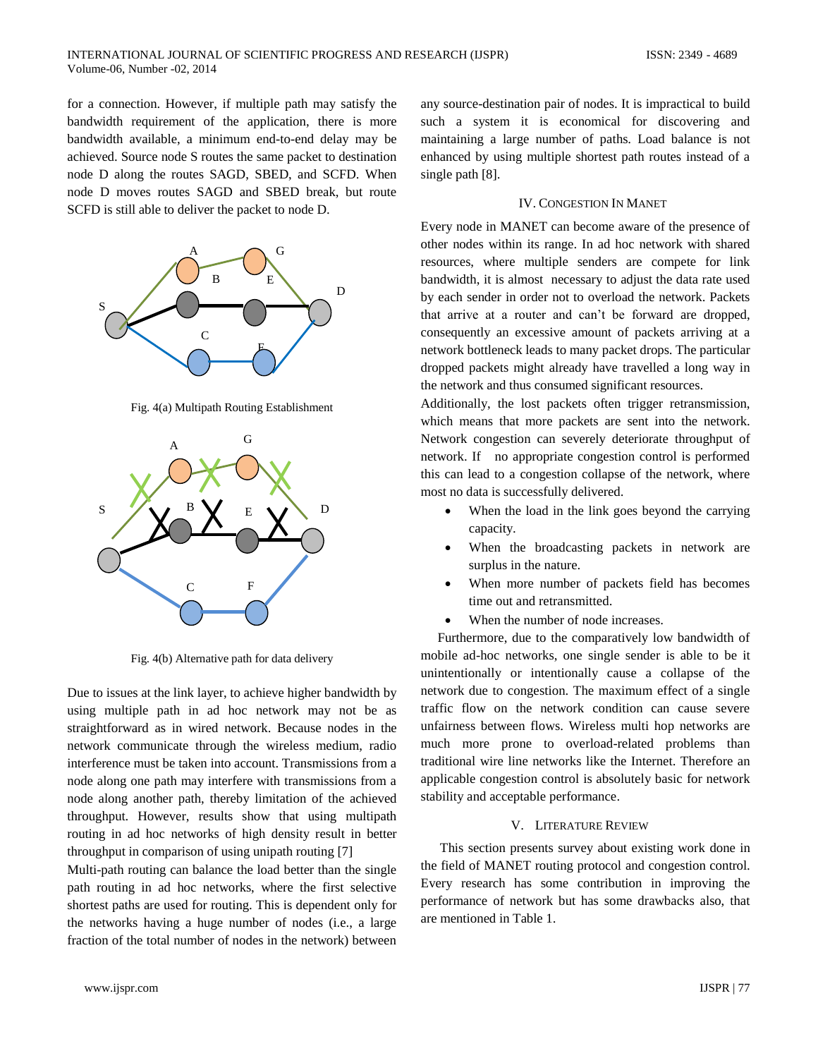for a connection. However, if multiple path may satisfy the bandwidth requirement of the application, there is more bandwidth available, a minimum end-to-end delay may be achieved. Source node S routes the same packet to destination node D along the routes SAGD, SBED, and SCFD. When node D moves routes SAGD and SBED break, but route SCFD is still able to deliver the packet to node D.

Fig. 4(a) Multipath Routing Establishment

Fig. 4(b) Alternative path for data delivery

Due to issues at the link layer, to achieve higher bandwidth by using multiple path in ad hoc network may not be as straightforward as in wired network. Because nodes in the network communicate through the wireless medium, radio interference must be taken into account. Transmissions from a node along one path may interfere with transmissions from a node along another path, thereby limitation of the achieved throughput. However, results show that using multipath routing in ad hoc networks of high density result in better throughput in comparison of using unipath routing [7]

Multi-path routing can balance the load better than the single path routing in ad hoc networks, where the first selective shortest paths are used for routing. This is dependent only for the networks having a huge number of nodes (i.e., a large fraction of the total number of nodes in the network) between any source-destination pair of nodes. It is impractical to build such a system it is economical for discovering and maintaining a large number of paths. Load balance is not enhanced by using multiple shortest path routes instead of a single path [8].

## IV. Congestion In Manet

Every node in MANET can become aware of the presence of other nodes within its range. In ad hoc network with shared resources, where multiple senders are compete for link bandwidth, it is almost necessary to adjust the data rate used by each sender in order not to overload the network. Packets that arrive at a router and can't be forward are dropped, consequently an excessive amount of packets arriving at a network bottleneck leads to many packet drops. The particular dropped packets might already have travelled a long way in the network and thus consumed significant resources.

Additionally, the lost packets often trigger retransmission, which means that more packets are sent into the network. Network congestion can severely deteriorate throughput of network. If no appropriate congestion control is performed this can lead to a congestion collapse of the network, where most no data is successfully delivered.

- When the load in the link goes beyond the carrying capacity.
- When the broadcasting packets in network are surplus in the nature.
- When more number of packets field has becomes time out and retransmitted.
- When the number of node increases.

Furthermore, due to the comparatively low bandwidth of mobile ad-hoc networks, one single sender is able to be it unintentionally or intentionally cause a collapse of the network due to congestion. The maximum effect of a single traffic flow on the network condition can cause severe unfairness between flows. Wireless multi hop networks are much more prone to overload-related problems than traditional wire line networks like the Internet. Therefore an applicable congestion control is absolutely basic for network stability and acceptable performance.

## V. Literature Review

This section presents survey about existing work done in the field of MANET routing protocol and congestion control. Every research has some contribution in improving the performance of network but has some drawbacks also, that are mentioned in Table 1.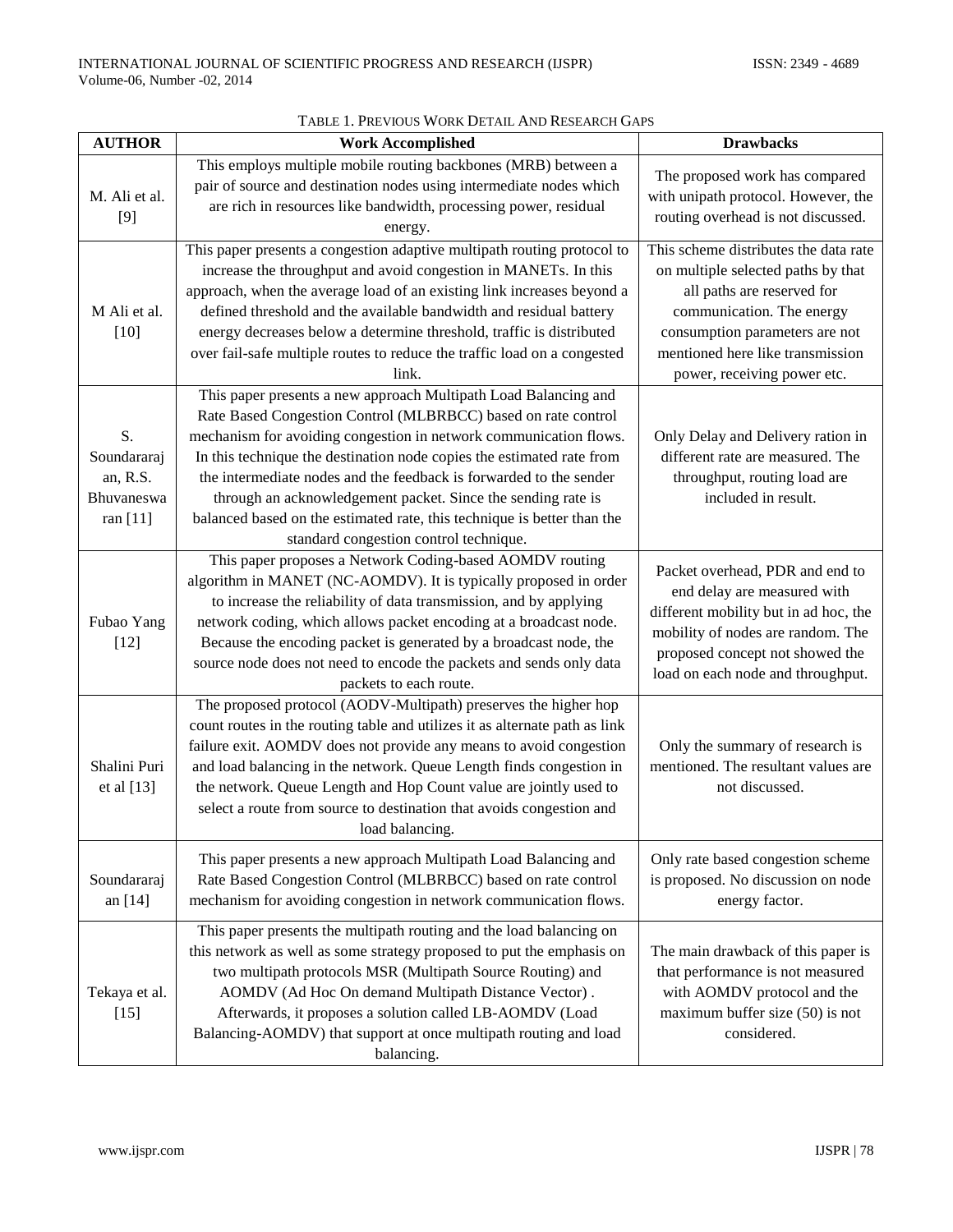TABLE 1. PREVIOUS WORK DETAIL AND RESEARCH GAPS

| AUTHOR | Work Accomplished | Drawbacks |
| --- | --- | --- |
| M. Ali et al. [9] | This employs multiple mobile routing backbones (MRB) between a pair of source and destination nodes using intermediate nodes which are rich in resources like bandwidth, processing power, residual energy. | The proposed work has compared with unipath protocol. However, the routing overhead is not discussed. |
| M Ali et al. [10] | This paper presents a congestion adaptive multipath routing protocol to increase the throughput and avoid congestion in MANETs. In this approach, when the average load of an existing link increases beyond a defined threshold and the available bandwidth and residual battery energy decreases below a determine threshold, traffic is distributed over fail-safe multiple routes to reduce the traffic load on a congested link. | This scheme distributes the data rate on multiple selected paths by that all paths are reserved for communication. The energy consumption parameters are not mentioned here like transmission power, receiving power etc. |
| S. Soundararajan, R.S. Bhuvaneswaran [11] | This paper presents a new approach Multipath Load Balancing and Rate Based Congestion Control (MLBRBCC) based on rate control mechanism for avoiding congestion in network communication flows. In this technique the destination node copies the estimated rate from the intermediate nodes and the feedback is forwarded to the sender through an acknowledgement packet. Since the sending rate is balanced based on the estimated rate, this technique is better than the standard congestion control technique. | Only Delay and Delivery ration in different rate are measured. The throughput, routing load are included in result. |
| Fubao Yang [12] | This paper proposes a Network Coding-based AOMDV routing algorithm in MANET (NC-AOMDV). It is typically proposed in order to increase the reliability of data transmission, and by applying network coding, which allows packet encoding at a broadcast node. Because the encoding packet is generated by a broadcast node, the source node does not need to encode the packets and sends only data packets to each route. | Packet overhead, PDR and end to end delay are measured with different mobility but in ad hoc, the mobility of nodes are random. The proposed concept not showed the load on each node and throughput. |
| Shalini Puri et al [13] | The proposed protocol (AODV-Multipath) preserves the higher hop count routes in the routing table and utilizes it as alternate path as link failure exit. AOMDV does not provide any means to avoid congestion and load balancing in the network. Queue Length finds congestion in the network. Queue Length and Hop Count value are jointly used to select a route from source to destination that avoids congestion and load balancing. | Only the summary of research is mentioned. The resultant values are not discussed. |
| Soundararajan [14] | This paper presents a new approach Multipath Load Balancing and Rate Based Congestion Control (MLBRBCC) based on rate control mechanism for avoiding congestion in network communication flows. | Only rate based congestion scheme is proposed. No discussion on node energy factor. |
| Tekaya et al. [15] | This paper presents the multipath routing and the load balancing on this network as well as some strategy proposed to put the emphasis on two multipath protocols MSR (Multipath Source Routing) and AOMDV (Ad Hoc On demand Multipath Distance Vector) . Afterwards, it proposes a solution called LB-AOMDV (Load Balancing-AOMDV) that support at once multipath routing and load balancing. | The main drawback of this paper is that performance is not measured with AOMDV protocol and the maximum buffer size (50) is not considered. |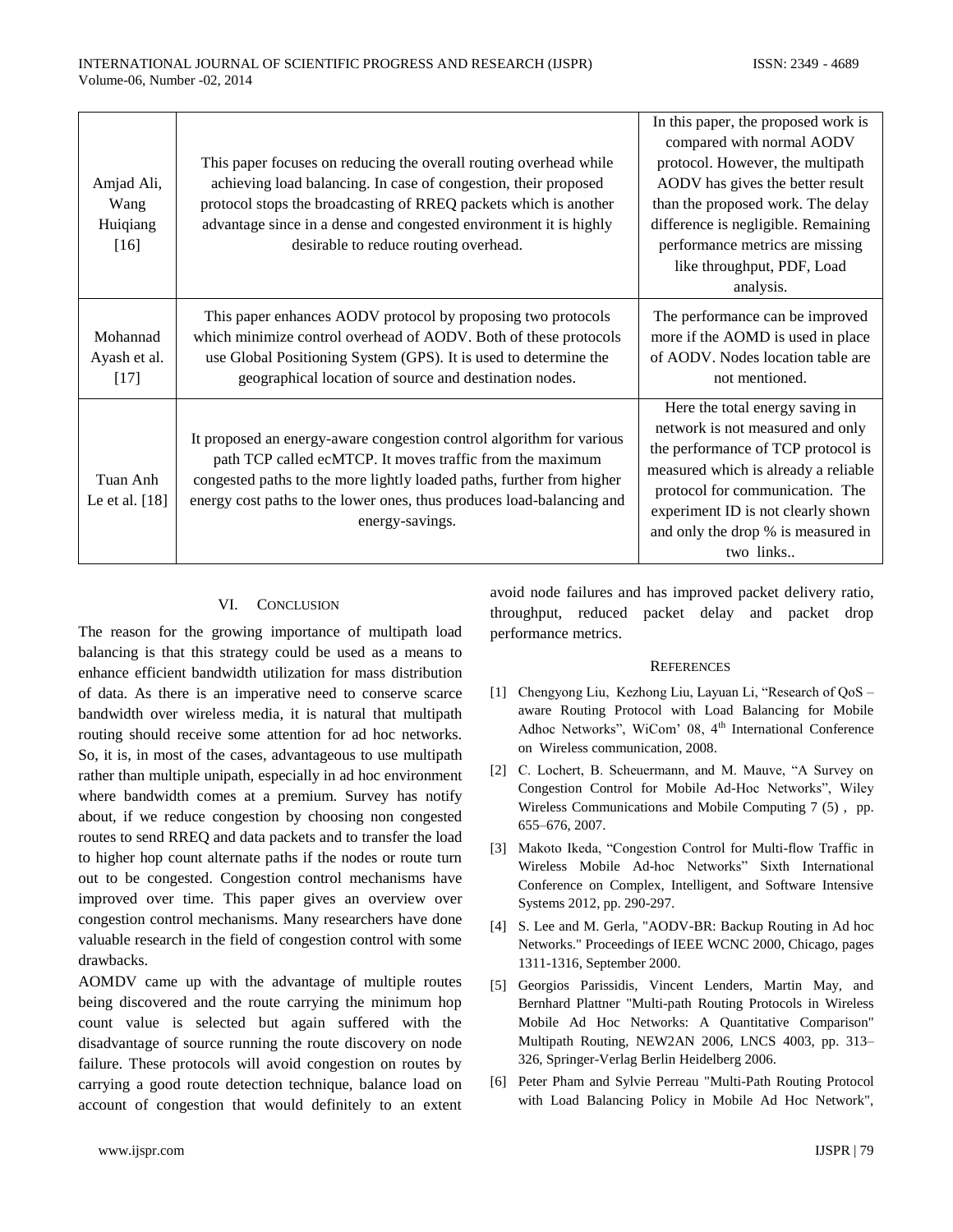| | | |
|---|---|---|
| Amjad Ali, Wang Huiqiang [16] | This paper focuses on reducing the overall routing overhead while achieving load balancing. In case of congestion, their proposed protocol stops the broadcasting of RREQ packets which is another advantage since in a dense and congested environment it is highly desirable to reduce routing overhead. | In this paper, the proposed work is compared with normal AODV protocol. However, the multipath AODV has gives the better result than the proposed work. The delay difference is negligible. Remaining performance metrics are missing like throughput, PDF, Load analysis. |
| Mohannad Ayash et al. [17] | This paper enhances AODV protocol by proposing two protocols which minimize control overhead of AODV. Both of these protocols use Global Positioning System (GPS). It is used to determine the geographical location of source and destination nodes. | The performance can be improved more if the AOMD is used in place of AODV. Nodes location table are not mentioned. |
| Tuan Anh Le et al. [18] | It proposed an energy-aware congestion control algorithm for various path TCP called ecMTCP. It moves traffic from the maximum congested paths to the more lightly loaded paths, further from higher energy cost paths to the lower ones, thus produces load-balancing and energy-savings. | Here the total energy saving in network is not measured and only the performance of TCP protocol is measured which is already a reliable protocol for communication. The experiment ID is not clearly shown and only the drop % is measured in two links.. |

## VI. Conclusion

The reason for the growing importance of multipath load balancing is that this strategy could be used as a means to enhance efficient bandwidth utilization for mass distribution of data. As there is an imperative need to conserve scarce bandwidth over wireless media, it is natural that multipath routing should receive some attention for ad hoc networks. So, it is, in most of the cases, advantageous to use multipath rather than multiple unipath, especially in ad hoc environment where bandwidth comes at a premium. Survey has notify about, if we reduce congestion by choosing non congested routes to send RREQ and data packets and to transfer the load to higher hop count alternate paths if the nodes or route turn out to be congested. Congestion control mechanisms have improved over time. This paper gives an overview over congestion control mechanisms. Many researchers have done valuable research in the field of congestion control with some drawbacks.

AOMDV came up with the advantage of multiple routes being discovered and the route carrying the minimum hop count value is selected but again suffered with the disadvantage of source running the route discovery on node failure. These protocols will avoid congestion on routes by carrying a good route detection technique, balance load on account of congestion that would definitely to an extent avoid node failures and has improved packet delivery ratio, throughput, reduced packet delay and packet drop performance metrics.

## References

[1] Chengyong Liu, Kezhong Liu, Layuan Li, "Research of QoS – aware Routing Protocol with Load Balancing for Mobile Adhoc Networks", WiCom' 08, 4th International Conference on Wireless communication, 2008.

[2] C. Lochert, B. Scheuermann, and M. Mauve, "A Survey on Congestion Control for Mobile Ad-Hoc Networks", Wiley Wireless Communications and Mobile Computing 7 (5) , pp. 655–676, 2007.

[3] Makoto Ikeda, "Congestion Control for Multi-flow Traffic in Wireless Mobile Ad-hoc Networks" Sixth International Conference on Complex, Intelligent, and Software Intensive Systems 2012, pp. 290-297.

[4] S. Lee and M. Gerla, "AODV-BR: Backup Routing in Ad hoc Networks." Proceedings of IEEE WCNC 2000, Chicago, pages 1311-1316, September 2000.

[5] Georgios Parissidis, Vincent Lenders, Martin May, and Bernhard Plattner "Multi-path Routing Protocols in Wireless Mobile Ad Hoc Networks: A Quantitative Comparison" Multipath Routing, NEW2AN 2006, LNCS 4003, pp. 313–326, Springer-Verlag Berlin Heidelberg 2006.

[6] Peter Pham and Sylvie Perreau "Multi-Path Routing Protocol with Load Balancing Policy in Mobile Ad Hoc Network",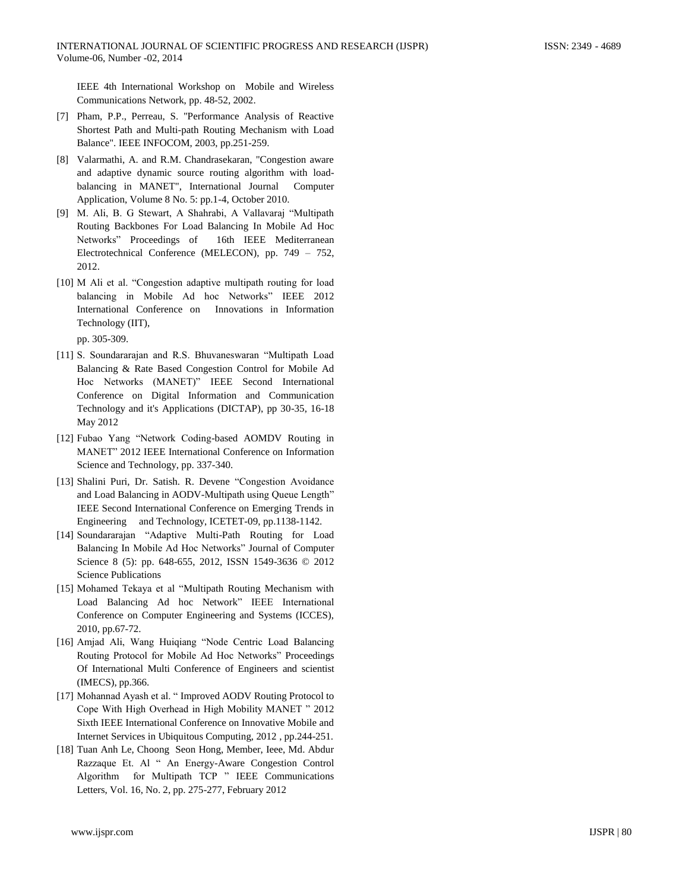IEEE 4th International Workshop on Mobile and Wireless Communications Network, pp. 48-52, 2002.

[7] Pham, P.P., Perreau, S. "Performance Analysis of Reactive Shortest Path and Multi-path Routing Mechanism with Load Balance". IEEE INFOCOM, 2003, pp.251-259.

[8] Valarmathi, A. and R.M. Chandrasekaran, "Congestion aware and adaptive dynamic source routing algorithm with load-balancing in MANET", International Journal Computer Application, Volume 8 No. 5: pp.1-4, October 2010.

[9] M. Ali, B. G Stewart, A Shahrabi, A Vallavaraj "Multipath Routing Backbones For Load Balancing In Mobile Ad Hoc Networks" Proceedings of 16th IEEE Mediterranean Electrotechnical Conference (MELECON), pp. 749 – 752, 2012.

[10] M Ali et al. "Congestion adaptive multipath routing for load balancing in Mobile Ad hoc Networks" IEEE 2012 International Conference on Innovations in Information Technology (IIT), pp. 305-309.

[11] S. Soundararajan and R.S. Bhuvaneswaran "Multipath Load Balancing & Rate Based Congestion Control for Mobile Ad Hoc Networks (MANET)" IEEE Second International Conference on Digital Information and Communication Technology and it's Applications (DICTAP), pp 30-35, 16-18 May 2012

[12] Fubao Yang "Network Coding-based AOMDV Routing in MANET" 2012 IEEE International Conference on Information Science and Technology, pp. 337-340.

[13] Shalini Puri, Dr. Satish. R. Devene "Congestion Avoidance and Load Balancing in AODV-Multipath using Queue Length" IEEE Second International Conference on Emerging Trends in Engineering and Technology, ICETET-09, pp.1138-1142.

[14] Soundararajan "Adaptive Multi-Path Routing for Load Balancing In Mobile Ad Hoc Networks" Journal of Computer Science 8 (5): pp. 648-655, 2012, ISSN 1549-3636 © 2012 Science Publications

[15] Mohamed Tekaya et al "Multipath Routing Mechanism with Load Balancing Ad hoc Network" IEEE International Conference on Computer Engineering and Systems (ICCES), 2010, pp.67-72.

[16] Amjad Ali, Wang Huiqiang "Node Centric Load Balancing Routing Protocol for Mobile Ad Hoc Networks" Proceedings Of International Multi Conference of Engineers and scientist (IMECS), pp.366.

[17] Mohannad Ayash et al. " Improved AODV Routing Protocol to Cope With High Overhead in High Mobility MANET " 2012 Sixth IEEE International Conference on Innovative Mobile and Internet Services in Ubiquitous Computing, 2012 , pp.244-251.

[18] Tuan Anh Le, Choong Seon Hong, Member, Ieee, Md. Abdur Razzaque Et. Al " An Energy-Aware Congestion Control Algorithm for Multipath TCP " IEEE Communications Letters, Vol. 16, No. 2, pp. 275-277, February 2012